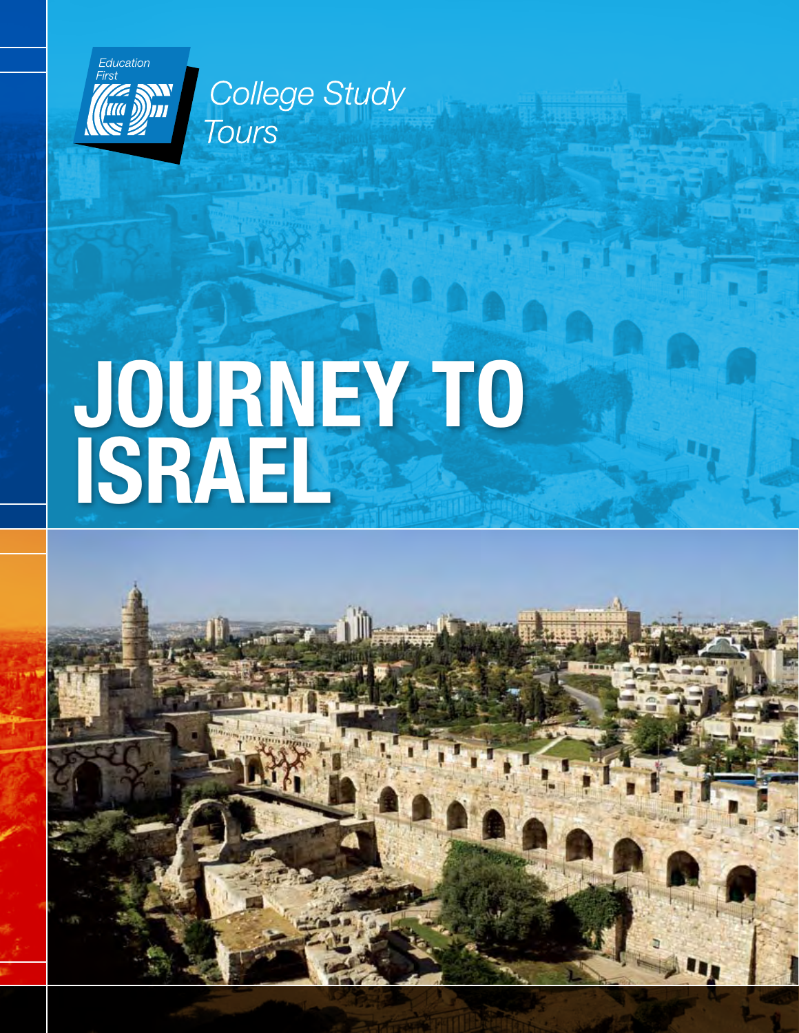Education First

College Study Tours

# JOURNEY TO ISRAEL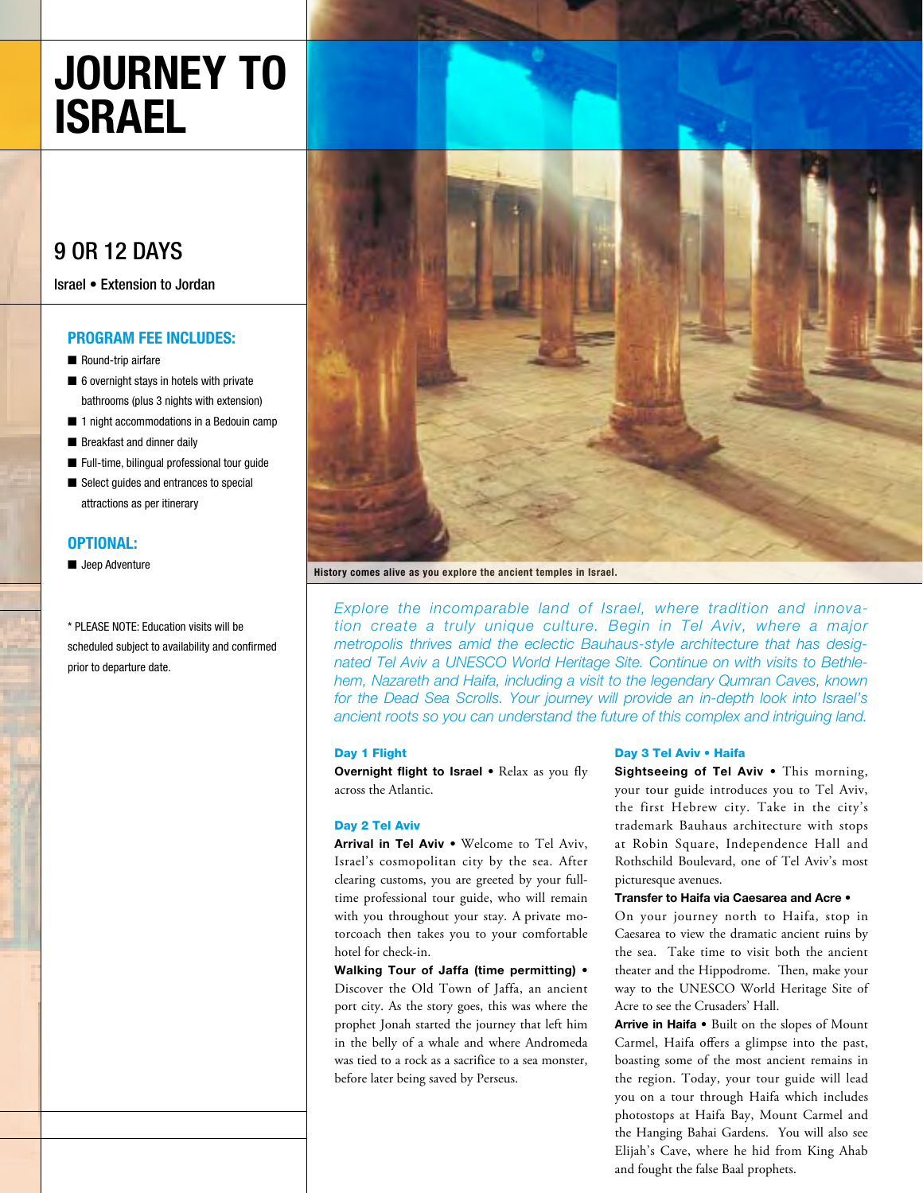# JOURNEY TO ISRAEL

## 9 OR 12 DAYS

Israel • Extension to Jordan

### PROGRAM FEE INCLUDES:

- Round-trip airfare
- 6 overnight stays in hotels with private bathrooms (plus 3 nights with extension)
- 1 night accommodations in a Bedouin camp
- Breakfast and dinner daily
- Full-time, bilingual professional tour guide
- Select guides and entrances to special attractions as per itinerary

### OPTIONAL:

- Jeep Adventure

* PLEASE NOTE: Education visits will be scheduled subject to availability and confirmed prior to departure date.

History comes alive as you explore the ancient temples in Israel.

*Explore the incomparable land of Israel, where tradition and innovation create a truly unique culture. Begin in Tel Aviv, where a major metropolis thrives amid the eclectic Bauhaus-style architecture that has designated Tel Aviv a UNESCO World Heritage Site. Continue on with visits to Bethlehem, Nazareth and Haifa, including a visit to the legendary Qumran Caves, known for the Dead Sea Scrolls. Your journey will provide an in-depth look into Israel's ancient roots so you can understand the future of this complex and intriguing land.*

### Day 1 Flight

**Overnight flight to Israel** • Relax as you fly across the Atlantic.

### Day 2 Tel Aviv

**Arrival in Tel Aviv** • Welcome to Tel Aviv, Israel's cosmopolitan city by the sea. After clearing customs, you are greeted by your full-time professional tour guide, who will remain with you throughout your stay. A private motorcoach then takes you to your comfortable hotel for check-in.

**Walking Tour of Jaffa (time permitting)** • Discover the Old Town of Jaffa, an ancient port city. As the story goes, this was where the prophet Jonah started the journey that left him in the belly of a whale and where Andromeda was tied to a rock as a sacrifice to a sea monster, before later being saved by Perseus.

### Day 3 Tel Aviv • Haifa

**Sightseeing of Tel Aviv** • This morning, your tour guide introduces you to Tel Aviv, the first Hebrew city. Take in the city's trademark Bauhaus architecture with stops at Robin Square, Independence Hall and Rothschild Boulevard, one of Tel Aviv's most picturesque avenues.

**Transfer to Haifa via Caesarea and Acre** • On your journey north to Haifa, stop in Caesarea to view the dramatic ancient ruins by the sea. Take time to visit both the ancient theater and the Hippodrome. Then, make your way to the UNESCO World Heritage Site of Acre to see the Crusaders' Hall.

**Arrive in Haifa** • Built on the slopes of Mount Carmel, Haifa offers a glimpse into the past, boasting some of the most ancient remains in the region. Today, your tour guide will lead you on a tour through Haifa which includes photostops at Haifa Bay, Mount Carmel and the Hanging Bahai Gardens. You will also see Elijah's Cave, where he hid from King Ahab and fought the false Baal prophets.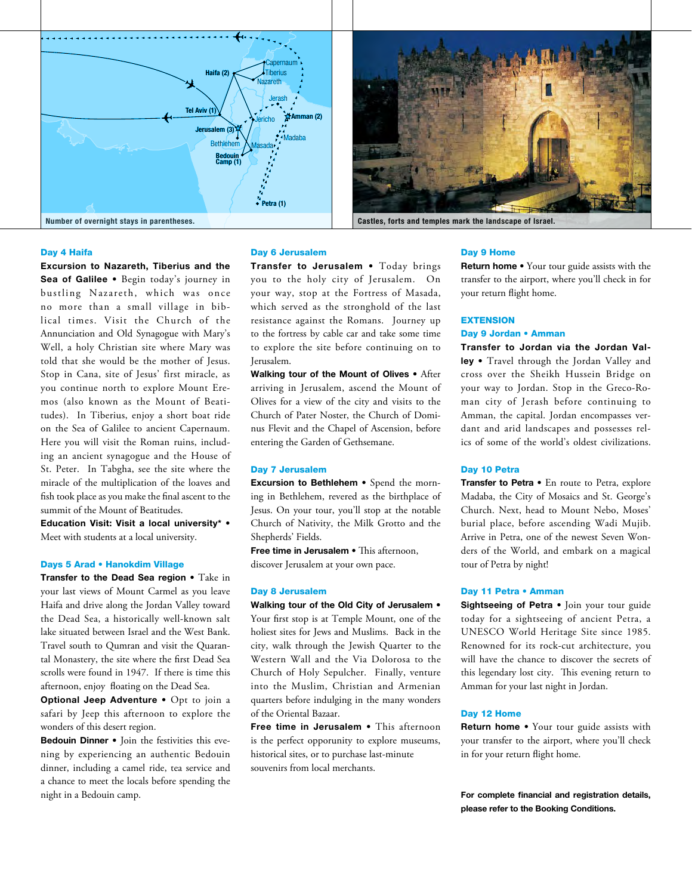Number of overnight stays in parentheses.

Castles, forts and temples mark the landscape of Israel.

### Day 4 Haifa

**Excursion to Nazareth, Tiberius and the Sea of Galilee •** Begin today's journey in bustling Nazareth, which was once no more than a small village in biblical times. Visit the Church of the Annunciation and Old Synagogue with Mary's Well, a holy Christian site where Mary was told that she would be the mother of Jesus. Stop in Cana, site of Jesus' first miracle, as you continue north to explore Mount Eremos (also known as the Mount of Beatitudes). In Tiberius, enjoy a short boat ride on the Sea of Galilee to ancient Capernaum. Here you will visit the Roman ruins, including an ancient synagogue and the House of St. Peter. In Tabgha, see the site where the miracle of the multiplication of the loaves and fish took place as you make the final ascent to the summit of the Mount of Beatitudes.

**Education Visit: Visit a local university* •** Meet with students at a local university.

### Days 5 Arad • Hanokdim Village

**Transfer to the Dead Sea region •** Take in your last views of Mount Carmel as you leave Haifa and drive along the Jordan Valley toward the Dead Sea, a historically well-known salt lake situated between Israel and the West Bank. Travel south to Qumran and visit the Quarantal Monastery, the site where the first Dead Sea scrolls were found in 1947. If there is time this afternoon, enjoy floating on the Dead Sea.

**Optional Jeep Adventure •** Opt to join a safari by Jeep this afternoon to explore the wonders of this desert region.

**Bedouin Dinner •** Join the festivities this evening by experiencing an authentic Bedouin dinner, including a camel ride, tea service and a chance to meet the locals before spending the night in a Bedouin camp.

### Day 6 Jerusalem

**Transfer to Jerusalem •** Today brings you to the holy city of Jerusalem. On your way, stop at the Fortress of Masada, which served as the stronghold of the last resistance against the Romans. Journey up to the fortress by cable car and take some time to explore the site before continuing on to Jerusalem.

**Walking tour of the Mount of Olives •** After arriving in Jerusalem, ascend the Mount of Olives for a view of the city and visits to the Church of Pater Noster, the Church of Dominus Flevit and the Chapel of Ascension, before entering the Garden of Gethsemane.

### Day 7 Jerusalem

**Excursion to Bethlehem •** Spend the morning in Bethlehem, revered as the birthplace of Jesus. On your tour, you'll stop at the notable Church of Nativity, the Milk Grotto and the Shepherds' Fields.

**Free time in Jerusalem •** This afternoon, discover Jerusalem at your own pace.

### Day 8 Jerusalem

**Walking tour of the Old City of Jerusalem •** Your first stop is at Temple Mount, one of the holiest sites for Jews and Muslims. Back in the city, walk through the Jewish Quarter to the Western Wall and the Via Dolorosa to the Church of Holy Sepulcher. Finally, venture into the Muslim, Christian and Armenian quarters before indulging in the many wonders of the Oriental Bazaar.

**Free time in Jerusalem •** This afternoon is the perfect opporunity to explore museums, historical sites, or to purchase last-minute souvenirs from local merchants.

### Day 9 Home

**Return home •** Your tour guide assists with the transfer to the airport, where you'll check in for your return flight home.

## EXTENSION

### Day 9 Jordan • Amman

**Transfer to Jordan via the Jordan Valley •** Travel through the Jordan Valley and cross over the Sheikh Hussein Bridge on your way to Jordan. Stop in the Greco-Roman city of Jerash before continuing to Amman, the capital. Jordan encompasses verdant and arid landscapes and possesses relics of some of the world's oldest civilizations.

### Day 10 Petra

**Transfer to Petra •** En route to Petra, explore Madaba, the City of Mosaics and St. George's Church. Next, head to Mount Nebo, Moses' burial place, before ascending Wadi Mujib. Arrive in Petra, one of the newest Seven Wonders of the World, and embark on a magical tour of Petra by night!

### Day 11 Petra • Amman

**Sightseeing of Petra •** Join your tour guide today for a sightseeing of ancient Petra, a UNESCO World Heritage Site since 1985. Renowned for its rock-cut architecture, you will have the chance to discover the secrets of this legendary lost city. This evening return to Amman for your last night in Jordan.

### Day 12 Home

**Return home •** Your tour guide assists with your transfer to the airport, where you'll check in for your return flight home.

**For complete financial and registration details, please refer to the Booking Conditions.**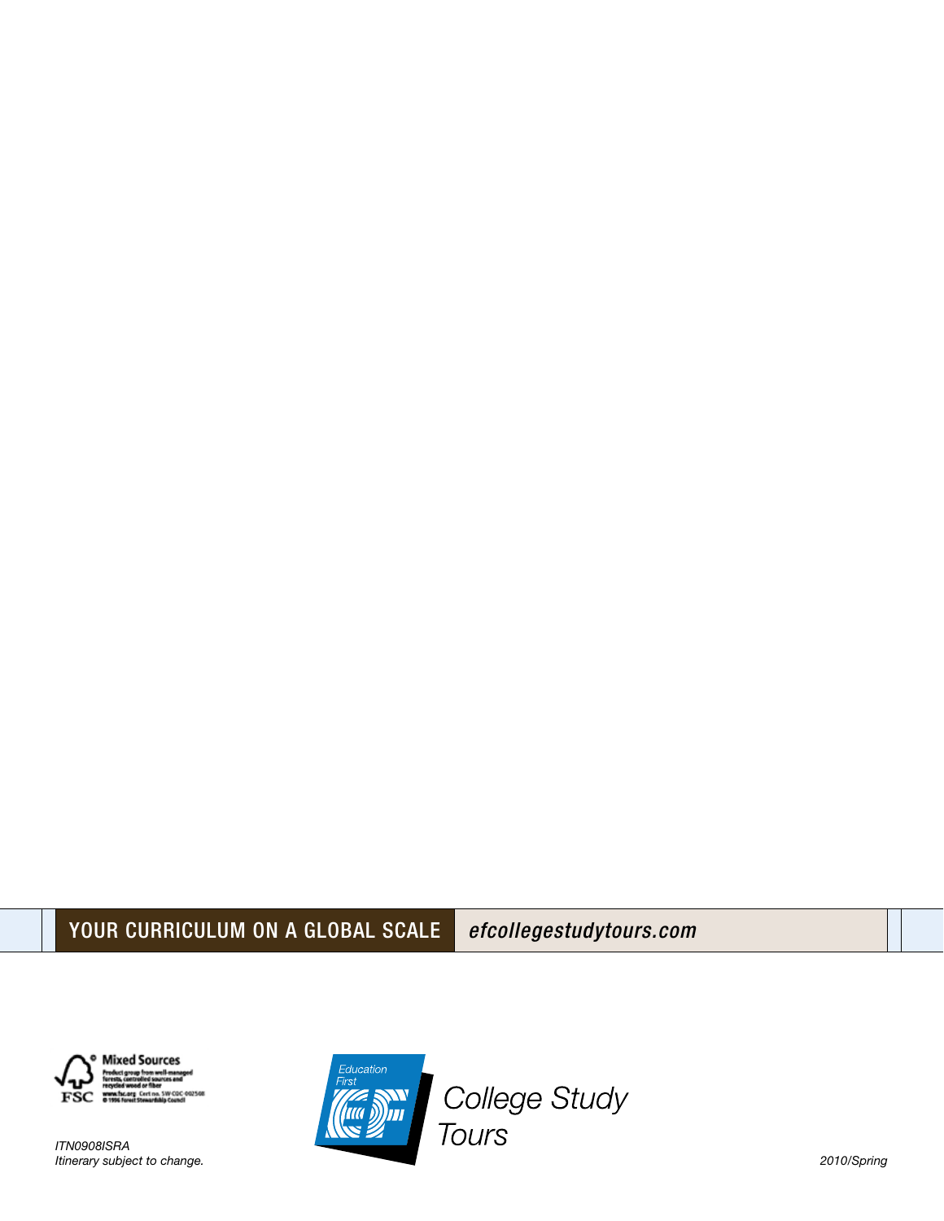YOUR CURRICULUM ON A GLOBAL SCALE *efcollegestudytours.com*

Mixed Sources
Product group from well-managed forests, controlled sources and recycled wood or fiber
FSC www.fsc.org Cert no. SW-COC-002508
© 1996 Forest Stewardship Council

Education First
College Study Tours

*ITN0908ISRA*
*Itinerary subject to change.*

*2010/Spring*